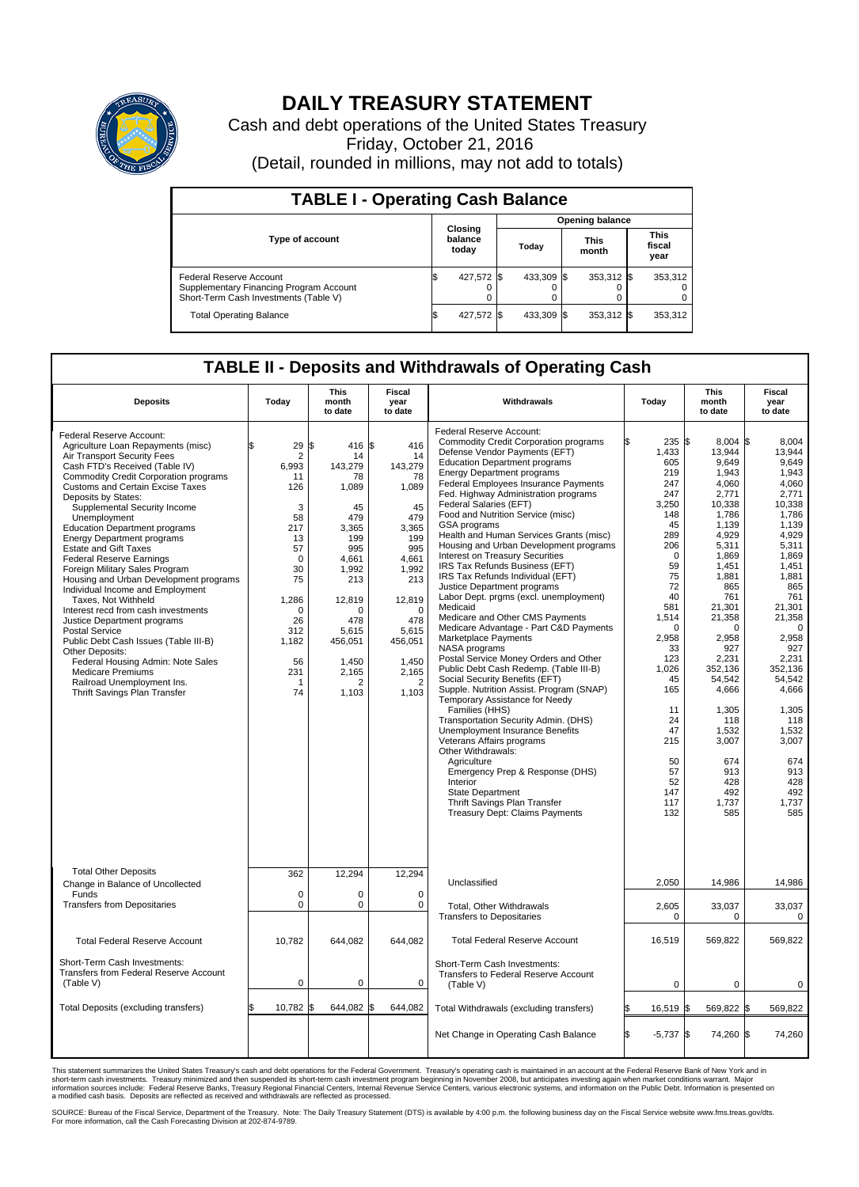# DAILY TREASURY STATEMENT

Cash and debt operations of the United States Treasury

Friday, October 21, 2016

(Detail, rounded in millions, may not add to totals)

## TABLE I - Operating Cash Balance

| Type of account | Closing balance today | Opening balance Today | Opening balance This month | Opening balance This fiscal year |
|---|---|---|---|---|
| Federal Reserve Account | $ 427,572 | $ 433,309 | $ 353,312 | $ 353,312 |
| Supplementary Financing Program Account | 0 | 0 | 0 | 0 |
| Short-Term Cash Investments (Table V) | 0 | 0 | 0 | 0 |
| Total Operating Balance | $ 427,572 | $ 433,309 | $ 353,312 | $ 353,312 |

## TABLE II - Deposits and Withdrawals of Operating Cash

| Deposits | Today | This month to date | Fiscal year to date | Withdrawals | Today | This month to date | Fiscal year to date |
|---|---|---|---|---|---|---|---|
| Federal Reserve Account: | | | | Federal Reserve Account: | | | |
| Agriculture Loan Repayments (misc) | $ 29 | $ 416 | $ 416 | Commodity Credit Corporation programs | $ 235 | $ 8,004 | $ 8,004 |
| Air Transport Security Fees | 2 | 14 | 14 | Defense Vendor Payments (EFT) | 1,433 | 13,944 | 13,944 |
| Cash FTD's Received (Table IV) | 6,993 | 143,279 | 143,279 | Education Department programs | 605 | 9,649 | 9,649 |
| Commodity Credit Corporation programs | 11 | 78 | 78 | Energy Department programs | 219 | 1,943 | 1,943 |
| Customs and Certain Excise Taxes | 126 | 1,089 | 1,089 | Federal Employees Insurance Payments | 247 | 4,060 | 4,060 |
| Deposits by States: | | | | Fed. Highway Administration programs | 247 | 2,771 | 2,771 |
| Supplemental Security Income | 3 | 45 | 45 | Federal Salaries (EFT) | 3,250 | 10,338 | 10,338 |
| Unemployment | 58 | 479 | 479 | Food and Nutrition Service (misc) | 148 | 1,786 | 1,786 |
| Education Department programs | 217 | 3,365 | 3,365 | GSA programs | 45 | 1,139 | 1,139 |
| Energy Department programs | 13 | 199 | 199 | Health and Human Services Grants (misc) | 289 | 4,929 | 4,929 |
| Estate and Gift Taxes | 57 | 995 | 995 | Housing and Urban Development programs | 206 | 5,311 | 5,311 |
| Federal Reserve Earnings | 0 | 4,661 | 4,661 | Interest on Treasury Securities | 0 | 1,869 | 1,869 |
| Foreign Military Sales Program | 30 | 1,992 | 1,992 | IRS Tax Refunds Business (EFT) | 59 | 1,451 | 1,451 |
| Housing and Urban Development programs | 75 | 213 | 213 | IRS Tax Refunds Individual (EFT) | 75 | 1,881 | 1,881 |
| Individual Income and Employment Taxes, Not Withheld | 1,286 | 12,819 | 12,819 | Justice Department programs | 72 | 865 | 865 |
| Interest recd from cash investments | 0 | 0 | 0 | Labor Dept. prgms (excl. unemployment) | 40 | 761 | 761 |
| Justice Department programs | 26 | 478 | 478 | Medicaid | 581 | 21,301 | 21,301 |
| Postal Service | 312 | 5,615 | 5,615 | Medicare and Other CMS Payments | 1,514 | 21,358 | 21,358 |
| Public Debt Cash Issues (Table III-B) | 1,182 | 456,051 | 456,051 | Medicare Advantage - Part C&D Payments | 0 | 0 | 0 |
| Other Deposits: | | | | Marketplace Payments | 2,958 | 2,958 | 2,958 |
| Federal Housing Admin: Note Sales | 56 | 1,450 | 1,450 | NASA programs | 33 | 927 | 927 |
| Medicare Premiums | 231 | 2,165 | 2,165 | Postal Service Money Orders and Other | 123 | 2,231 | 2,231 |
| Railroad Unemployment Ins. | 1 | 2 | 2 | Public Debt Cash Redemp. (Table III-B) | 1,026 | 352,136 | 352,136 |
| Thrift Savings Plan Transfer | 74 | 1,103 | 1,103 | Social Security Benefits (EFT) | 45 | 54,542 | 54,542 |
| | | | | Supple. Nutrition Assist. Program (SNAP) | 165 | 4,666 | 4,666 |
| | | | | Temporary Assistance for Needy Families (HHS) | 11 | 1,305 | 1,305 |
| | | | | Transportation Security Admin. (DHS) | 24 | 118 | 118 |
| | | | | Unemployment Insurance Benefits | 47 | 1,532 | 1,532 |
| | | | | Veterans Affairs programs | 215 | 3,007 | 3,007 |
| | | | | Other Withdrawals: | | | |
| | | | | Agriculture | 50 | 674 | 674 |
| | | | | Emergency Prep & Response (DHS) | 57 | 913 | 913 |
| | | | | Interior | 52 | 428 | 428 |
| | | | | State Department | 147 | 492 | 492 |
| | | | | Thrift Savings Plan Transfer | 117 | 1,737 | 1,737 |
| | | | | Treasury Dept: Claims Payments | 132 | 585 | 585 |
| Total Other Deposits | 362 | 12,294 | 12,294 | Unclassified | 2,050 | 14,986 | 14,986 |
| Change in Balance of Uncollected Funds | 0 | 0 | 0 | | | | |
| Transfers from Depositaries | 0 | 0 | 0 | Total, Other Withdrawals | 2,605 | 33,037 | 33,037 |
| | | | | Transfers to Depositaries | 0 | 0 | 0 |
| Total Federal Reserve Account | 10,782 | 644,082 | 644,082 | Total Federal Reserve Account | 16,519 | 569,822 | 569,822 |
| Short-Term Cash Investments: Transfers from Federal Reserve Account (Table V) | 0 | 0 | 0 | Short-Term Cash Investments: Transfers to Federal Reserve Account (Table V) | 0 | 0 | 0 |
| Total Deposits (excluding transfers) | $ 10,782 | $ 644,082 | $ 644,082 | Total Withdrawals (excluding transfers) | $ 16,519 | $ 569,822 | $ 569,822 |
| | | | | Net Change in Operating Cash Balance | $ -5,737 | $ 74,260 | $ 74,260 |

This statement summarizes the United States Treasury's cash and debt operations for the Federal Government. Treasury's operating cash is maintained in an account at the Federal Reserve Bank of New York and in short-term cash investments. Treasury minimized and then suspended its short-term cash investment program beginning in November 2008, but anticipates investing again when market conditions warrant. Major information sources include: Federal Reserve Banks, Treasury Regional Financial Centers, Internal Revenue Service Centers, various electronic systems, and information on the Public Debt. Information is presented on a modified cash basis. Deposits are reflected as received and withdrawals are reflected as processed.

SOURCE: Bureau of the Fiscal Service, Department of the Treasury. Note: The Daily Treasury Statement (DTS) is available by 4:00 p.m. the following business day on the Fiscal Service website www.fms.treas.gov/dts. For more information, call the Cash Forecasting Division at 202-874-9789.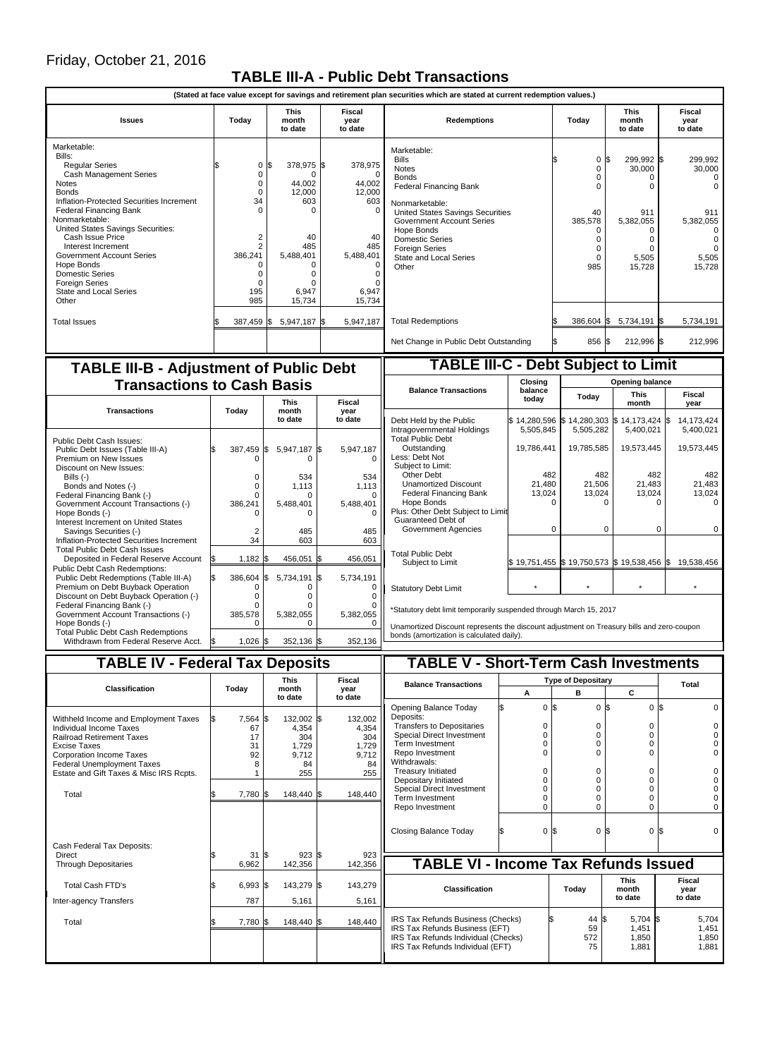Friday, October 21, 2016

# TABLE III-A - Public Debt Transactions

(Stated at face value except for savings and retirement plan securities which are stated at current redemption values.)

| Issues | Today | This month to date | Fiscal year to date |
|---|---|---|---|
| Marketable: | | | |
| Bills: | | | |
| Regular Series | $ 0 | $ 378,975 | $ 378,975 |
| Cash Management Series | 0 | 0 | 0 |
| Notes | 0 | 44,002 | 44,002 |
| Bonds | 0 | 12,000 | 12,000 |
| Inflation-Protected Securities Increment | 34 | 603 | 603 |
| Federal Financing Bank | 0 | 0 | 0 |
| Nonmarketable: | | | |
| United States Savings Securities: | | | |
| Cash Issue Price | 2 | 40 | 40 |
| Interest Increment | 2 | 485 | 485 |
| Government Account Series | 386,241 | 5,488,401 | 5,488,401 |
| Hope Bonds | 0 | 0 | 0 |
| Domestic Series | 0 | 0 | 0 |
| Foreign Series | 0 | 0 | 0 |
| State and Local Series | 195 | 6,947 | 6,947 |
| Other | 985 | 15,734 | 15,734 |
| Total Issues | $ 387,459 | $ 5,947,187 | $ 5,947,187 |

| Redemptions | Today | This month to date | Fiscal year to date |
|---|---|---|---|
| Marketable: | | | |
| Bills | $ 0 | $ 299,992 | $ 299,992 |
| Notes | 0 | 30,000 | 30,000 |
| Bonds | 0 | 0 | 0 |
| Federal Financing Bank | 0 | 0 | 0 |
| Nonmarketable: | | | |
| United States Savings Securities | 40 | 911 | 911 |
| Government Account Series | 385,578 | 5,382,055 | 5,382,055 |
| Hope Bonds | 0 | 0 | 0 |
| Domestic Series | 0 | 0 | 0 |
| Foreign Series | 0 | 0 | 0 |
| State and Local Series | 0 | 5,505 | 5,505 |
| Other | 985 | 15,728 | 15,728 |
| Total Redemptions | $ 386,604 | $ 5,734,191 | $ 5,734,191 |
| Net Change in Public Debt Outstanding | $ 856 | $ 212,996 | $ 212,996 |

# TABLE III-B - Adjustment of Public Debt Transactions to Cash Basis

| Transactions | Today | This month to date | Fiscal year to date |
|---|---|---|---|
| Public Debt Cash Issues: | | | |
| Public Debt Issues (Table III-A) | $ 387,459 | $ 5,947,187 | $ 5,947,187 |
| Premium on New Issues | 0 | 0 | 0 |
| Discount on New Issues: | | | |
| Bills (-) | 0 | 534 | 534 |
| Bonds and Notes (-) | 0 | 1,113 | 1,113 |
| Federal Financing Bank (-) | 0 | 0 | 0 |
| Government Account Transactions (-) | 386,241 | 5,488,401 | 5,488,401 |
| Hope Bonds (-) | 0 | 0 | 0 |
| Interest Increment on United States Savings Securities (-) | 2 | 485 | 485 |
| Inflation-Protected Securities Increment | 34 | 603 | 603 |
| Total Public Debt Cash Issues Deposited in Federal Reserve Account | $ 1,182 | $ 456,051 | $ 456,051 |
| Public Debt Cash Redemptions: | | | |
| Public Debt Redemptions (Table III-A) | $ 386,604 | $ 5,734,191 | $ 5,734,191 |
| Premium on Debt Buyback Operation | 0 | 0 | 0 |
| Discount on Debt Buyback Operation (-) | 0 | 0 | 0 |
| Federal Financing Bank (-) | 0 | 0 | 0 |
| Government Account Transactions (-) | 385,578 | 5,382,055 | 5,382,055 |
| Hope Bonds (-) | 0 | 0 | 0 |
| Total Public Debt Cash Redemptions Withdrawn from Federal Reserve Acct. | $ 1,026 | $ 352,136 | $ 352,136 |

# TABLE III-C - Debt Subject to Limit

| Balance Transactions | Closing balance today | Opening balance Today | Opening balance This month | Opening balance Fiscal year |
|---|---|---|---|---|
| Debt Held by the Public | $ 14,280,596 | $ 14,280,303 | $ 14,173,424 | $ 14,173,424 |
| Intragovernmental Holdings | 5,505,845 | 5,505,282 | 5,400,021 | 5,400,021 |
| Total Public Debt Outstanding | 19,786,441 | 19,785,585 | 19,573,445 | 19,573,445 |
| Less: Debt Not Subject to Limit: | | | | |
| Other Debt | 482 | 482 | 482 | 482 |
| Unamortized Discount | 21,480 | 21,506 | 21,483 | 21,483 |
| Federal Financing Bank | 13,024 | 13,024 | 13,024 | 13,024 |
| Hope Bonds | 0 | 0 | 0 | 0 |
| Plus: Other Debt Subject to Limit | | | | |
| Guaranteed Debt of Government Agencies | 0 | 0 | 0 | 0 |
| Total Public Debt Subject to Limit | $ 19,751,455 | $ 19,750,573 | $ 19,538,456 | $ 19,538,456 |
| Statutory Debt Limit | * | * | * | * |

*Statutory debt limit temporarily suspended through March 15, 2017

Unamortized Discount represents the discount adjustment on Treasury bills and zero-coupon bonds (amortization is calculated daily).

# TABLE IV - Federal Tax Deposits

| Classification | Today | This month to date | Fiscal year to date |
|---|---|---|---|
| Withheld Income and Employment Taxes | $ 7,564 | $ 132,002 | $ 132,002 |
| Individual Income Taxes | 67 | 4,354 | 4,354 |
| Railroad Retirement Taxes | 17 | 304 | 304 |
| Excise Taxes | 31 | 1,729 | 1,729 |
| Corporation Income Taxes | 92 | 9,712 | 9,712 |
| Federal Unemployment Taxes | 8 | 84 | 84 |
| Estate and Gift Taxes & Misc IRS Rcpts. | 1 | 255 | 255 |
| Total | $ 7,780 | $ 148,440 | $ 148,440 |
| Cash Federal Tax Deposits: | | | |
| Direct | $ 31 | $ 923 | $ 923 |
| Through Depositaries | 6,962 | 142,356 | 142,356 |
| Total Cash FTD's | $ 6,993 | $ 143,279 | $ 143,279 |
| Inter-agency Transfers | 787 | 5,161 | 5,161 |
| Total | $ 7,780 | $ 148,440 | $ 148,440 |

# TABLE V - Short-Term Cash Investments

| Balance Transactions | Type of Depositary A | Type of Depositary B | Type of Depositary C | Total |
|---|---|---|---|---|
| Opening Balance Today | $ 0 | $ 0 | $ 0 | $ 0 |
| Deposits: | | | | |
| Transfers to Depositaries | 0 | 0 | 0 | 0 |
| Special Direct Investment | 0 | 0 | 0 | 0 |
| Term Investment | 0 | 0 | 0 | 0 |
| Repo Investment | 0 | 0 | 0 | 0 |
| Withdrawals: | | | | |
| Treasury Initiated | 0 | 0 | 0 | 0 |
| Depositary Initiated | 0 | 0 | 0 | 0 |
| Special Direct Investment | 0 | 0 | 0 | 0 |
| Term Investment | 0 | 0 | 0 | 0 |
| Repo Investment | 0 | 0 | 0 | 0 |
| Closing Balance Today | $ 0 | $ 0 | $ 0 | $ 0 |

# TABLE VI - Income Tax Refunds Issued

| Classification | Today | This month to date | Fiscal year to date |
|---|---|---|---|
| IRS Tax Refunds Business (Checks) | $ 44 | $ 5,704 | $ 5,704 |
| IRS Tax Refunds Business (EFT) | 59 | 1,451 | 1,451 |
| IRS Tax Refunds Individual (Checks) | 572 | 1,850 | 1,850 |
| IRS Tax Refunds Individual (EFT) | 75 | 1,881 | 1,881 |